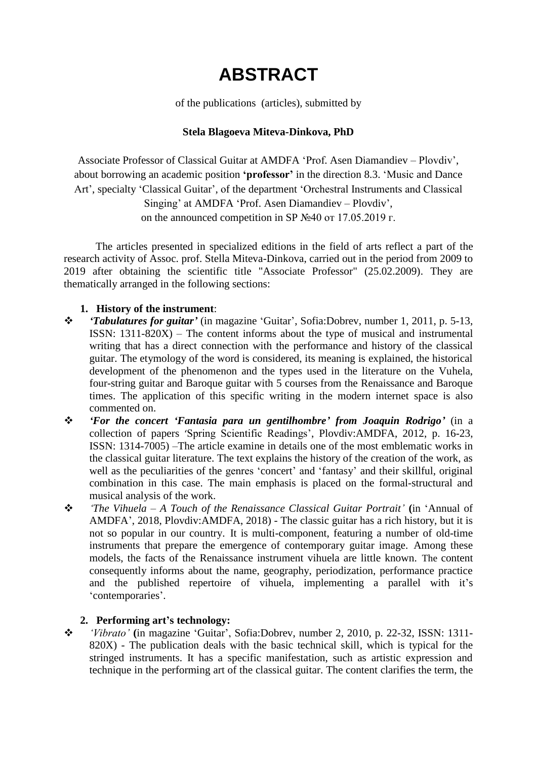# ABSTRACT

of the publications (articles), submitted by

**Stela Blagoeva Miteva-Dinkova, PhD**

Associate Professor of Classical Guitar at AMDFA 'Prof. Asen Diamandiev – Plovdiv', about borrowing an academic position **'professor'** in the direction 8.3. 'Music and Dance Art', specialty 'Classical Guitar', of the department 'Orchestral Instruments and Classical Singing' at AMDFA 'Prof. Asen Diamandiev – Plovdiv', on the announced competition in SP №40 от 17.05.2019 г.

The articles presented in specialized editions in the field of arts reflect a part of the research activity of Assoc. prof. Stella Miteva-Dinkova, carried out in the period from 2009 to 2019 after obtaining the scientific title "Associate Professor" (25.02.2009). They are thematically arranged in the following sections:

1. **History of the instrument**:

- ***'Tabulatures for guitar'*** (in magazine 'Guitar', Sofia:Dobrev, number 1, 2011, p. 5-13, ISSN: 1311-820X) – The content informs about the type of musical and instrumental writing that has a direct connection with the performance and history of the classical guitar. The etymology of the word is considered, its meaning is explained, the historical development of the phenomenon and the types used in the literature on the Vuhela, four-string guitar and Baroque guitar with 5 courses from the Renaissance and Baroque times. The application of this specific writing in the modern internet space is also commented on.
- ***'For the concert 'Fantasia para un gentilhombre' from Joaquin Rodrigo'*** (in a collection of papers 'Spring Scientific Readings', Plovdiv:AMDFA, 2012, p. 16-23, ISSN: 1314-7005) –The article examine in details one of the most emblematic works in the classical guitar literature. The text explains the history of the creation of the work, as well as the peculiarities of the genres 'concert' and 'fantasy' and their skillful, original combination in this case. The main emphasis is placed on the formal-structural and musical analysis of the work.
- *'The Vihuela – A Touch of the Renaissance Classical Guitar Portrait'* **(**in 'Annual of AMDFA', 2018, Plovdiv:AMDFA, 2018) - The classic guitar has a rich history, but it is not so popular in our country. It is multi-component, featuring a number of old-time instruments that prepare the emergence of contemporary guitar image. Among these models, the facts of the Renaissance instrument vihuela are little known. The content consequently informs about the name, geography, periodization, performance practice and the published repertoire of vihuela, implementing a parallel with it's 'contemporaries'.

2. **Performing art's technology:**

- *'Vibrato'* **(**in magazine 'Guitar', Sofia:Dobrev, number 2, 2010, p. 22-32, ISSN: 1311-820X) - The publication deals with the basic technical skill, which is typical for the stringed instruments. It has a specific manifestation, such as artistic expression and technique in the performing art of the classical guitar. The content clarifies the term, the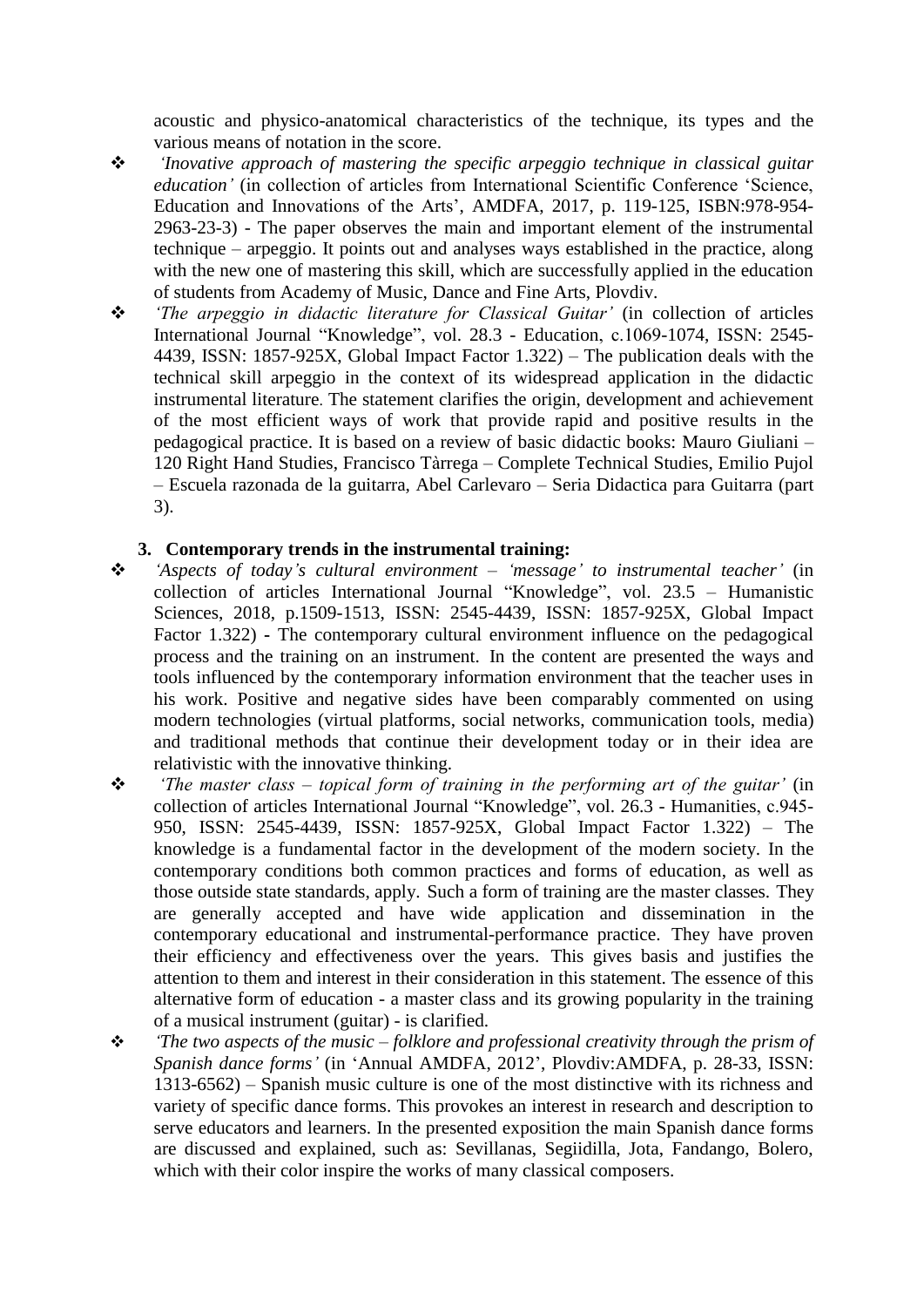acoustic and physico-anatomical characteristics of the technique, its types and the various means of notation in the score.

- *'Inovative approach of mastering the specific arpeggio technique in classical guitar education'* (in collection of articles from International Scientific Conference 'Science, Education and Innovations of the Arts', AMDFA, 2017, p. 119-125, ISBN:978-954-2963-23-3) - The paper observes the main and important element of the instrumental technique – arpeggio. It points out and analyses ways established in the practice, along with the new one of mastering this skill, which are successfully applied in the education of students from Academy of Music, Dance and Fine Arts, Plovdiv.
- *'The arpeggio in didactic literature for Classical Guitar'* (in collection of articles International Journal "Knowledge", vol. 28.3 - Education, c.1069-1074, ISSN: 2545-4439, ISSN: 1857-925X, Global Impact Factor 1.322) – The publication deals with the technical skill arpeggio in the context of its widespread application in the didactic instrumental literature. The statement clarifies the origin, development and achievement of the most efficient ways of work that provide rapid and positive results in the pedagogical practice. It is based on a review of basic didactic books: Mauro Giuliani – 120 Right Hand Studies, Francisco Tàrrega – Complete Technical Studies, Emilio Pujol – Escuela razonada de la guitarra, Abel Carlevaro – Seria Didactica para Guitarra (part 3).

**3. Contemporary trends in the instrumental training:**

- *'Aspects of today's cultural environment – 'message' to instrumental teacher'* (in collection of articles International Journal "Knowledge", vol. 23.5 – Humanistic Sciences, 2018, p.1509-1513, ISSN: 2545-4439, ISSN: 1857-925X, Global Impact Factor 1.322) - The contemporary cultural environment influence on the pedagogical process and the training on an instrument. In the content are presented the ways and tools influenced by the contemporary information environment that the teacher uses in his work. Positive and negative sides have been comparably commented on using modern technologies (virtual platforms, social networks, communication tools, media) and traditional methods that continue their development today or in their idea are relativistic with the innovative thinking.
- *'The master class – topical form of training in the performing art of the guitar'* (in collection of articles International Journal "Knowledge", vol. 26.3 - Humanities, c.945-950, ISSN: 2545-4439, ISSN: 1857-925X, Global Impact Factor 1.322) – The knowledge is a fundamental factor in the development of the modern society. In the contemporary conditions both common practices and forms of education, as well as those outside state standards, apply. Such a form of training are the master classes. They are generally accepted and have wide application and dissemination in the contemporary educational and instrumental-performance practice. They have proven their efficiency and effectiveness over the years. This gives basis and justifies the attention to them and interest in their consideration in this statement. The essence of this alternative form of education - a master class and its growing popularity in the training of a musical instrument (guitar) - is clarified.
- *'The two aspects of the music – folklore and professional creativity through the prism of Spanish dance forms'* (in 'Annual AMDFA, 2012', Plovdiv:AMDFA, p. 28-33, ISSN: 1313-6562) – Spanish music culture is one of the most distinctive with its richness and variety of specific dance forms. This provokes an interest in research and description to serve educators and learners. In the presented exposition the main Spanish dance forms are discussed and explained, such as: Sevillanas, Segiidilla, Jota, Fandango, Bolero, which with their color inspire the works of many classical composers.